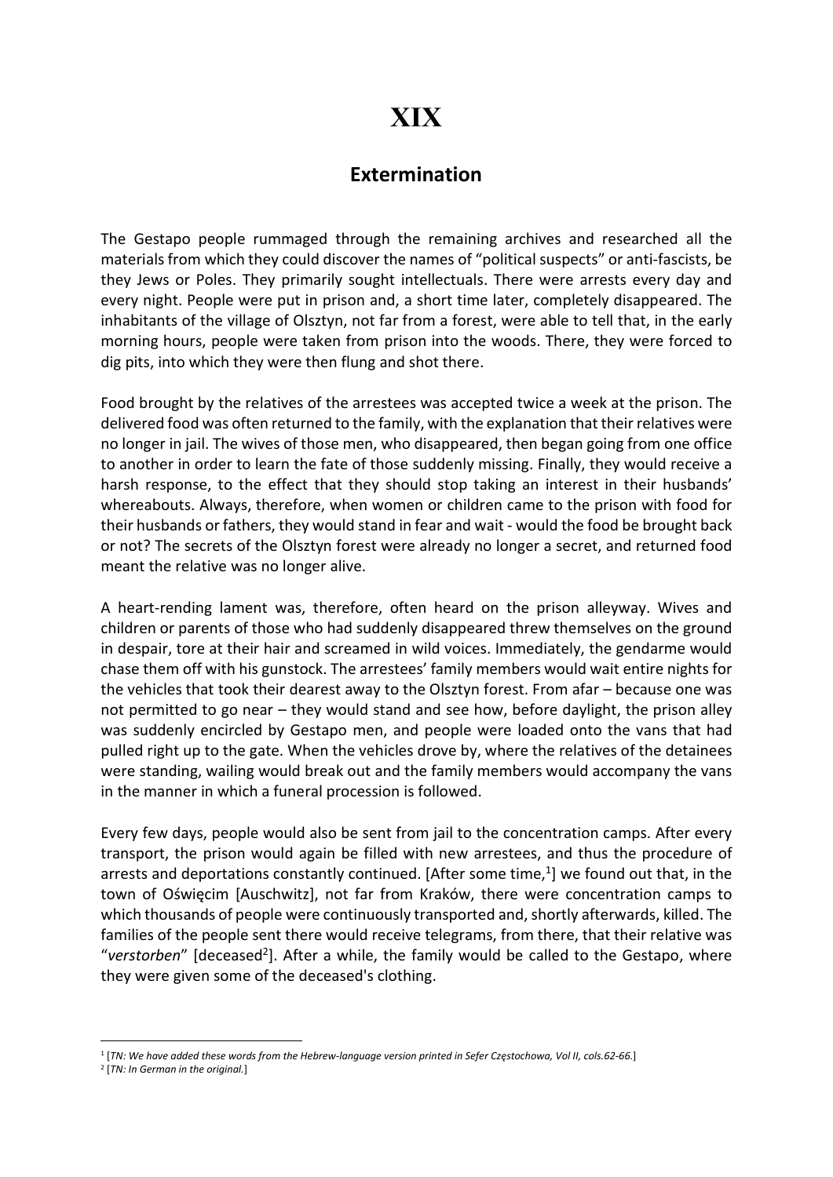# XIX

## Extermination

The Gestapo people rummaged through the remaining archives and researched all the materials from which they could discover the names of "political suspects" or anti-fascists, be they Jews or Poles. They primarily sought intellectuals. There were arrests every day and every night. People were put in prison and, a short time later, completely disappeared. The inhabitants of the village of Olsztyn, not far from a forest, were able to tell that, in the early morning hours, people were taken from prison into the woods. There, they were forced to dig pits, into which they were then flung and shot there.

Food brought by the relatives of the arrestees was accepted twice a week at the prison. The delivered food was often returned to the family, with the explanation that their relatives were no longer in jail. The wives of those men, who disappeared, then began going from one office to another in order to learn the fate of those suddenly missing. Finally, they would receive a harsh response, to the effect that they should stop taking an interest in their husbands' whereabouts. Always, therefore, when women or children came to the prison with food for their husbands or fathers, they would stand in fear and wait - would the food be brought back or not? The secrets of the Olsztyn forest were already no longer a secret, and returned food meant the relative was no longer alive.

A heart-rending lament was, therefore, often heard on the prison alleyway. Wives and children or parents of those who had suddenly disappeared threw themselves on the ground in despair, tore at their hair and screamed in wild voices. Immediately, the gendarme would chase them off with his gunstock. The arrestees' family members would wait entire nights for the vehicles that took their dearest away to the Olsztyn forest. From afar – because one was not permitted to go near – they would stand and see how, before daylight, the prison alley was suddenly encircled by Gestapo men, and people were loaded onto the vans that had pulled right up to the gate. When the vehicles drove by, where the relatives of the detainees were standing, wailing would break out and the family members would accompany the vans in the manner in which a funeral procession is followed.

Every few days, people would also be sent from jail to the concentration camps. After every transport, the prison would again be filled with new arrestees, and thus the procedure of arrests and deportations constantly continued. [After some time,[1]] we found out that, in the town of Oświęcim [Auschwitz], not far from Kraków, there were concentration camps to which thousands of people were continuously transported and, shortly afterwards, killed. The families of the people sent there would receive telegrams, from there, that their relative was "*verstorben*" [deceased[2]]. After a while, the family would be called to the Gestapo, where they were given some of the deceased's clothing.

---

[1] [*TN: We have added these words from the Hebrew-language version printed in Sefer Częstochowa, Vol II, cols.62-66.*]

[2] [*TN: In German in the original.*]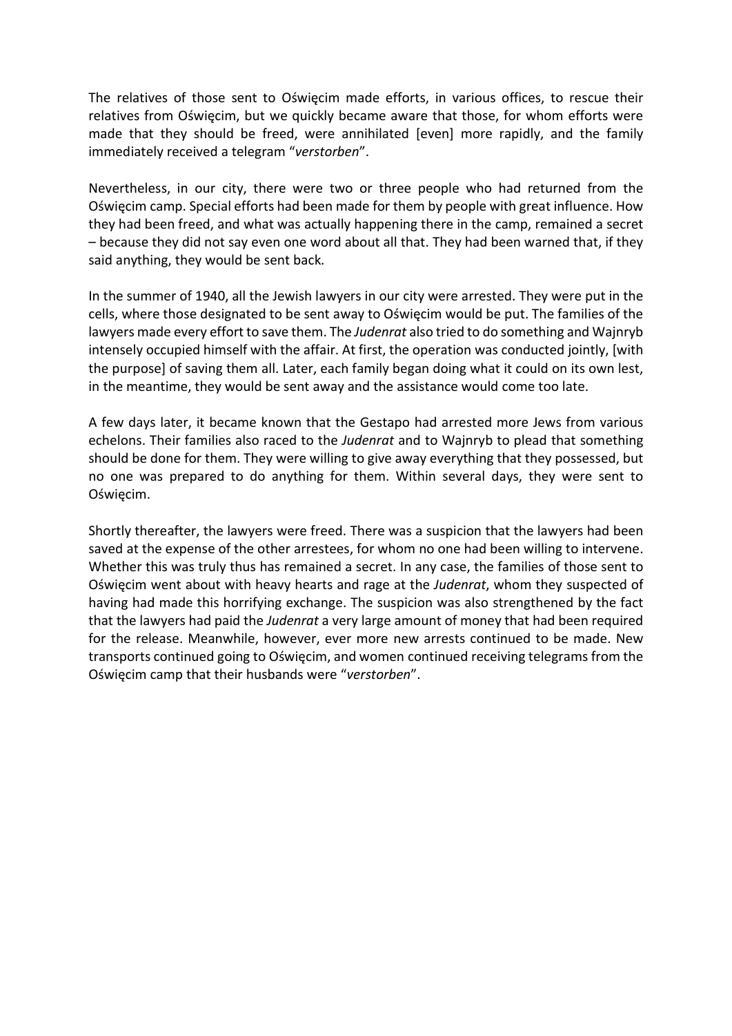The relatives of those sent to Oświęcim made efforts, in various offices, to rescue their relatives from Oświęcim, but we quickly became aware that those, for whom efforts were made that they should be freed, were annihilated [even] more rapidly, and the family immediately received a telegram "*verstorben*".

Nevertheless, in our city, there were two or three people who had returned from the Oświęcim camp. Special efforts had been made for them by people with great influence. How they had been freed, and what was actually happening there in the camp, remained a secret – because they did not say even one word about all that. They had been warned that, if they said anything, they would be sent back.

In the summer of 1940, all the Jewish lawyers in our city were arrested. They were put in the cells, where those designated to be sent away to Oświęcim would be put. The families of the lawyers made every effort to save them. The *Judenrat* also tried to do something and Wajnryb intensely occupied himself with the affair. At first, the operation was conducted jointly, [with the purpose] of saving them all. Later, each family began doing what it could on its own lest, in the meantime, they would be sent away and the assistance would come too late.

A few days later, it became known that the Gestapo had arrested more Jews from various echelons. Their families also raced to the *Judenrat* and to Wajnryb to plead that something should be done for them. They were willing to give away everything that they possessed, but no one was prepared to do anything for them. Within several days, they were sent to Oświęcim.

Shortly thereafter, the lawyers were freed. There was a suspicion that the lawyers had been saved at the expense of the other arrestees, for whom no one had been willing to intervene. Whether this was truly thus has remained a secret. In any case, the families of those sent to Oświęcim went about with heavy hearts and rage at the *Judenrat*, whom they suspected of having had made this horrifying exchange. The suspicion was also strengthened by the fact that the lawyers had paid the *Judenrat* a very large amount of money that had been required for the release. Meanwhile, however, ever more new arrests continued to be made. New transports continued going to Oświęcim, and women continued receiving telegrams from the Oświęcim camp that their husbands were "*verstorben*".